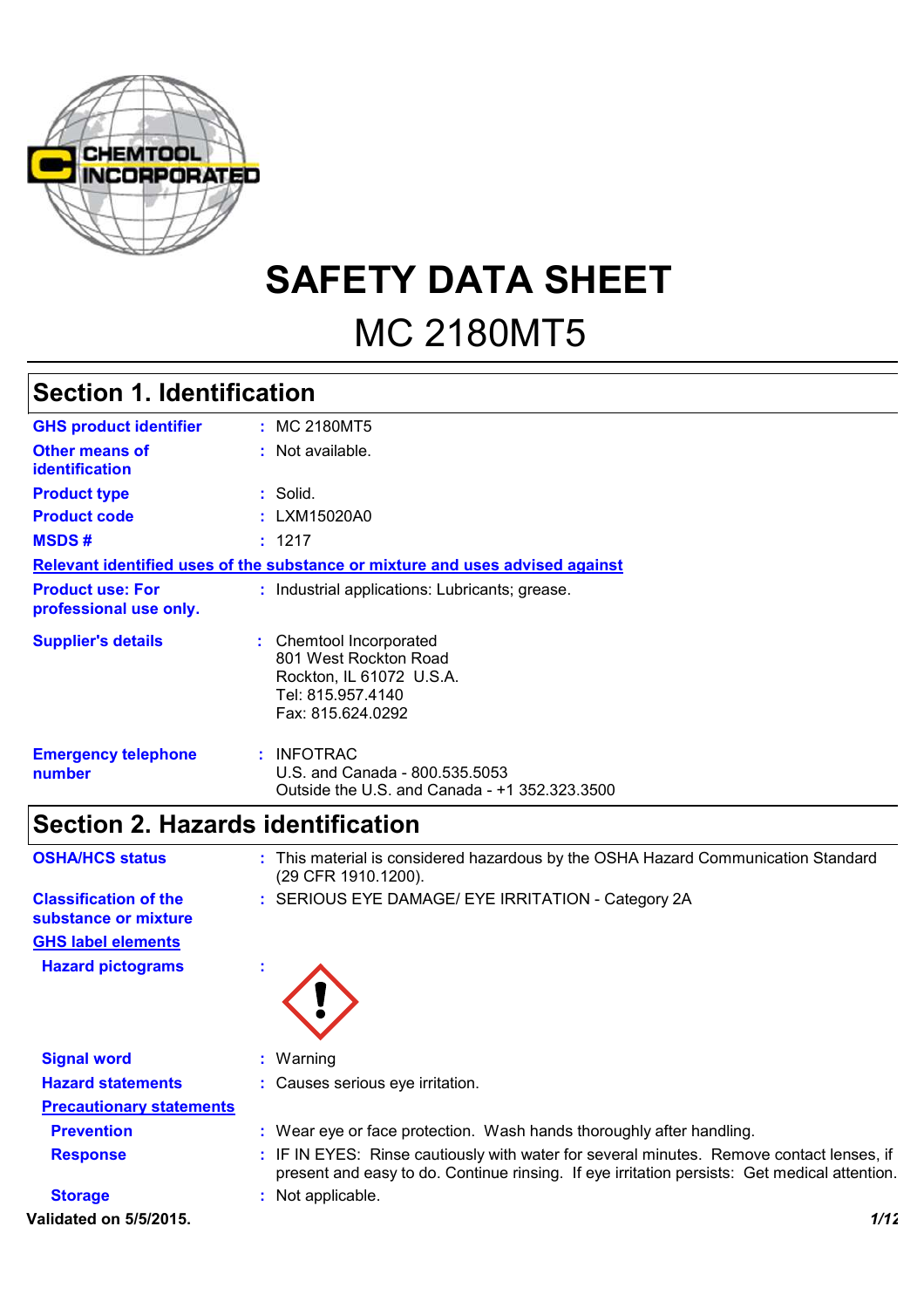# SAFETY DATA SHEET

## MC 2180MT5

## Section 1. Identification

| | |
|---|---|
| **GHS product identifier** | : MC 2180MT5 |
| **Other means of identification** | : Not available. |
| **Product type** | : Solid. |
| **Product code** | : LXM15020A0 |
| **MSDS #** | : 1217 |

**Relevant identified uses of the substance or mixture and uses advised against**

| | |
|---|---|
| **Product use: For professional use only.** | : Industrial applications: Lubricants; grease. |
| **Supplier's details** | : Chemtool Incorporated<br>801 West Rockton Road<br>Rockton, IL 61072 U.S.A.<br>Tel: 815.957.4140<br>Fax: 815.624.0292 |
| **Emergency telephone number** | : INFOTRAC<br>U.S. and Canada - 800.535.5053<br>Outside the U.S. and Canada - +1 352.323.3500 |

## Section 2. Hazards identification

| | |
|---|---|
| **OSHA/HCS status** | : This material is considered hazardous by the OSHA Hazard Communication Standard (29 CFR 1910.1200). |
| **Classification of the substance or mixture** | : SERIOUS EYE DAMAGE/ EYE IRRITATION - Category 2A |

**GHS label elements**

| | |
|---|---|
| **Hazard pictograms** | : |
| **Signal word** | : Warning |
| **Hazard statements** | : Causes serious eye irritation. |

**Precautionary statements**

| | |
|---|---|
| **Prevention** | : Wear eye or face protection. Wash hands thoroughly after handling. |
| **Response** | : IF IN EYES: Rinse cautiously with water for several minutes. Remove contact lenses, if present and easy to do. Continue rinsing. If eye irritation persists: Get medical attention. |
| **Storage** | : Not applicable. |

**Validated on 5/5/2015.**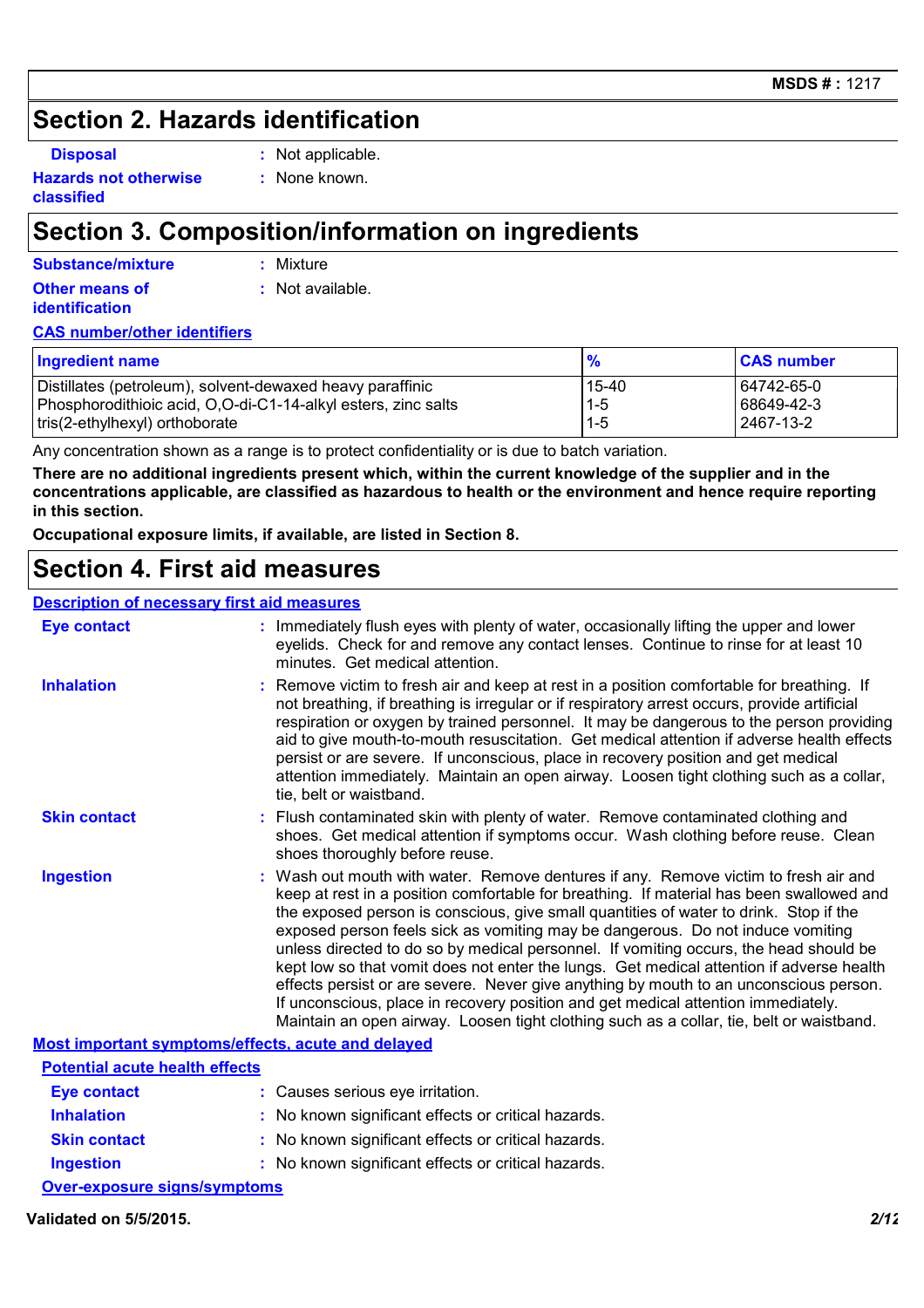## Section 2. Hazards identification

**Disposal** : Not applicable.

**Hazards not otherwise classified** : None known.

## Section 3. Composition/information on ingredients

**Substance/mixture** : Mixture

**Other means of identification** : Not available.

**CAS number/other identifiers**

| Ingredient name | % | CAS number |
|---|---|---|
| Distillates (petroleum), solvent-dewaxed heavy paraffinic | 15-40 | 64742-65-0 |
| Phosphorodithioic acid, O,O-di-C1-14-alkyl esters, zinc salts | 1-5 | 68649-42-3 |
| tris(2-ethylhexyl) orthoborate | 1-5 | 2467-13-2 |

Any concentration shown as a range is to protect confidentiality or is due to batch variation.

**There are no additional ingredients present which, within the current knowledge of the supplier and in the concentrations applicable, are classified as hazardous to health or the environment and hence require reporting in this section.**

**Occupational exposure limits, if available, are listed in Section 8.**

## Section 4. First aid measures

**Description of necessary first aid measures**

**Eye contact** : Immediately flush eyes with plenty of water, occasionally lifting the upper and lower eyelids. Check for and remove any contact lenses. Continue to rinse for at least 10 minutes. Get medical attention.

**Inhalation** : Remove victim to fresh air and keep at rest in a position comfortable for breathing. If not breathing, if breathing is irregular or if respiratory arrest occurs, provide artificial respiration or oxygen by trained personnel. It may be dangerous to the person providing aid to give mouth-to-mouth resuscitation. Get medical attention if adverse health effects persist or are severe. If unconscious, place in recovery position and get medical attention immediately. Maintain an open airway. Loosen tight clothing such as a collar, tie, belt or waistband.

**Skin contact** : Flush contaminated skin with plenty of water. Remove contaminated clothing and shoes. Get medical attention if symptoms occur. Wash clothing before reuse. Clean shoes thoroughly before reuse.

**Ingestion** : Wash out mouth with water. Remove dentures if any. Remove victim to fresh air and keep at rest in a position comfortable for breathing. If material has been swallowed and the exposed person is conscious, give small quantities of water to drink. Stop if the exposed person feels sick as vomiting may be dangerous. Do not induce vomiting unless directed to do so by medical personnel. If vomiting occurs, the head should be kept low so that vomit does not enter the lungs. Get medical attention if adverse health effects persist or are severe. Never give anything by mouth to an unconscious person. If unconscious, place in recovery position and get medical attention immediately. Maintain an open airway. Loosen tight clothing such as a collar, tie, belt or waistband.

**Most important symptoms/effects, acute and delayed**

**Potential acute health effects**

**Eye contact** : Causes serious eye irritation.

**Inhalation** : No known significant effects or critical hazards.

**Skin contact** : No known significant effects or critical hazards.

**Ingestion** : No known significant effects or critical hazards.

**Over-exposure signs/symptoms**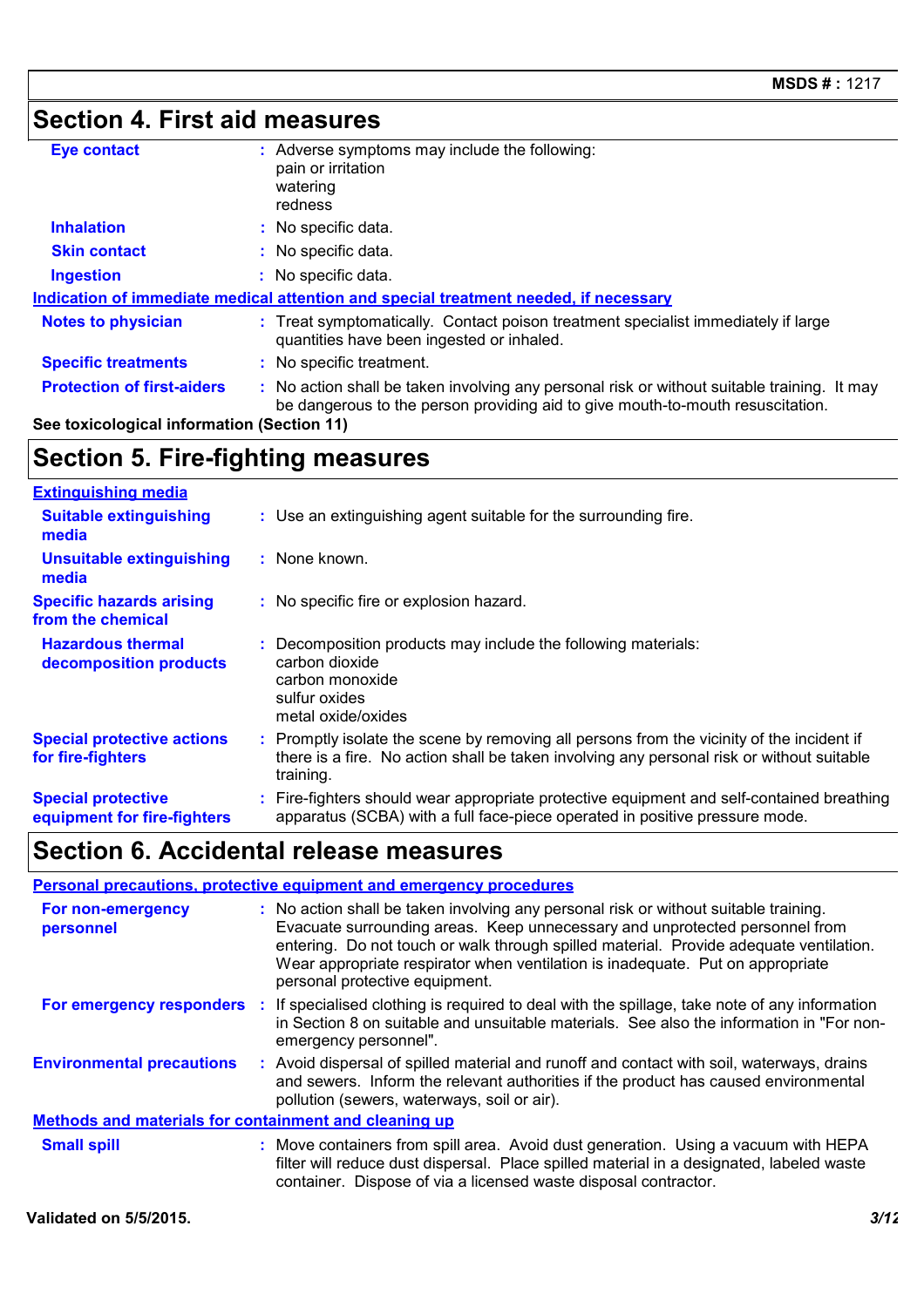## Section 4. First aid measures

**Eye contact** : Adverse symptoms may include the following:
pain or irritation
watering
redness

**Inhalation** : No specific data.

**Skin contact** : No specific data.

**Ingestion** : No specific data.

**Indication of immediate medical attention and special treatment needed, if necessary**

**Notes to physician** : Treat symptomatically. Contact poison treatment specialist immediately if large quantities have been ingested or inhaled.

**Specific treatments** : No specific treatment.

**Protection of first-aiders** : No action shall be taken involving any personal risk or without suitable training. It may be dangerous to the person providing aid to give mouth-to-mouth resuscitation.

**See toxicological information (Section 11)**

## Section 5. Fire-fighting measures

**Extinguishing media**

**Suitable extinguishing media** : Use an extinguishing agent suitable for the surrounding fire.

**Unsuitable extinguishing media** : None known.

**Specific hazards arising from the chemical** : No specific fire or explosion hazard.

**Hazardous thermal decomposition products** : Decomposition products may include the following materials:
carbon dioxide
carbon monoxide
sulfur oxides
metal oxide/oxides

**Special protective actions for fire-fighters** : Promptly isolate the scene by removing all persons from the vicinity of the incident if there is a fire. No action shall be taken involving any personal risk or without suitable training.

**Special protective equipment for fire-fighters** : Fire-fighters should wear appropriate protective equipment and self-contained breathing apparatus (SCBA) with a full face-piece operated in positive pressure mode.

## Section 6. Accidental release measures

**Personal precautions, protective equipment and emergency procedures**

**For non-emergency personnel** : No action shall be taken involving any personal risk or without suitable training. Evacuate surrounding areas. Keep unnecessary and unprotected personnel from entering. Do not touch or walk through spilled material. Provide adequate ventilation. Wear appropriate respirator when ventilation is inadequate. Put on appropriate personal protective equipment.

**For emergency responders** : If specialised clothing is required to deal with the spillage, take note of any information in Section 8 on suitable and unsuitable materials. See also the information in "For non-emergency personnel".

**Environmental precautions** : Avoid dispersal of spilled material and runoff and contact with soil, waterways, drains and sewers. Inform the relevant authorities if the product has caused environmental pollution (sewers, waterways, soil or air).

**Methods and materials for containment and cleaning up**

**Small spill** : Move containers from spill area. Avoid dust generation. Using a vacuum with HEPA filter will reduce dust dispersal. Place spilled material in a designated, labeled waste container. Dispose of via a licensed waste disposal contractor.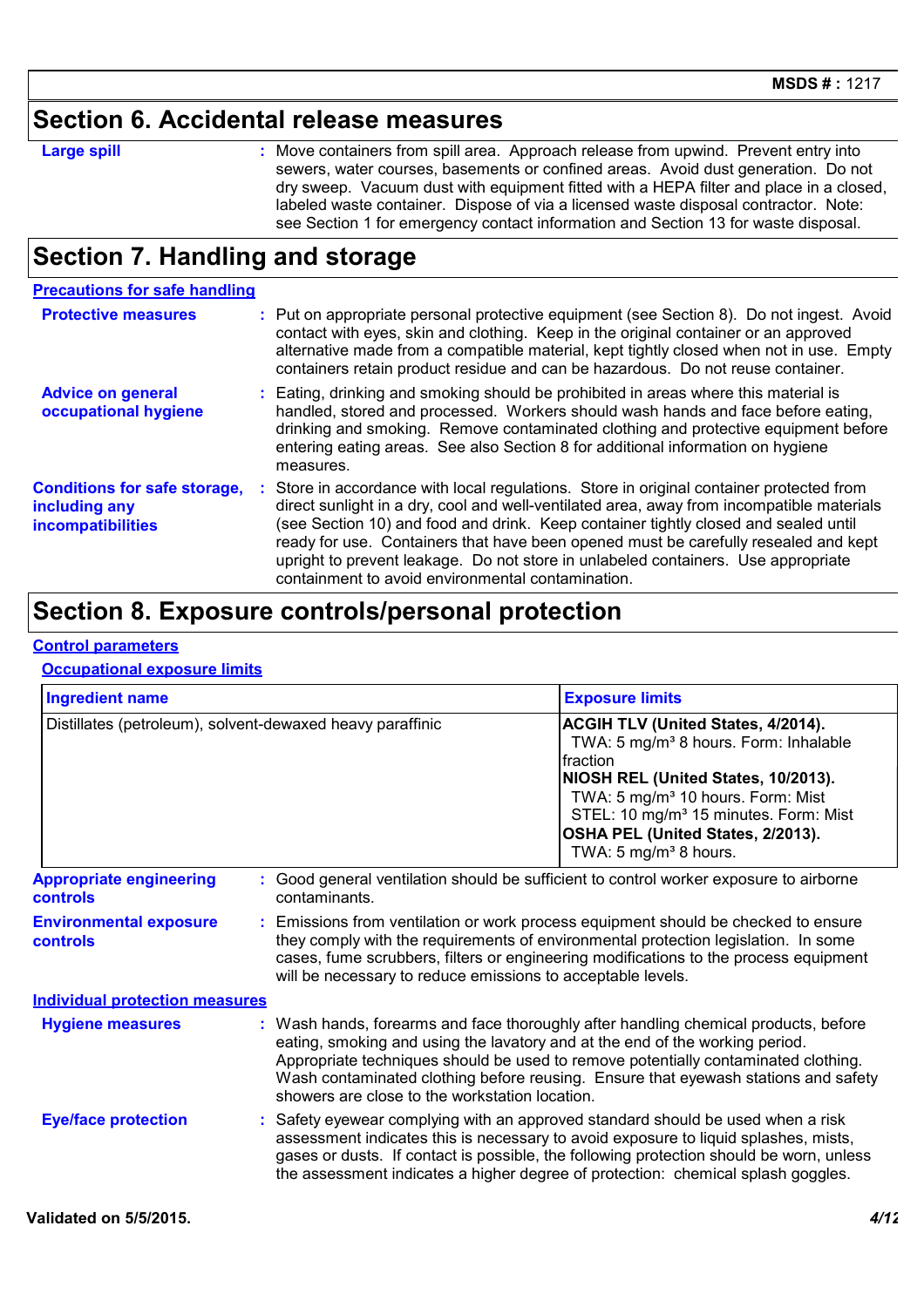## Section 6. Accidental release measures

**Large spill** : Move containers from spill area. Approach release from upwind. Prevent entry into sewers, water courses, basements or confined areas. Avoid dust generation. Do not dry sweep. Vacuum dust with equipment fitted with a HEPA filter and place in a closed, labeled waste container. Dispose of via a licensed waste disposal contractor. Note: see Section 1 for emergency contact information and Section 13 for waste disposal.

## Section 7. Handling and storage

### Precautions for safe handling

**Protective measures** : Put on appropriate personal protective equipment (see Section 8). Do not ingest. Avoid contact with eyes, skin and clothing. Keep in the original container or an approved alternative made from a compatible material, kept tightly closed when not in use. Empty containers retain product residue and can be hazardous. Do not reuse container.

**Advice on general occupational hygiene** : Eating, drinking and smoking should be prohibited in areas where this material is handled, stored and processed. Workers should wash hands and face before eating, drinking and smoking. Remove contaminated clothing and protective equipment before entering eating areas. See also Section 8 for additional information on hygiene measures.

**Conditions for safe storage, including any incompatibilities** : Store in accordance with local regulations. Store in original container protected from direct sunlight in a dry, cool and well-ventilated area, away from incompatible materials (see Section 10) and food and drink. Keep container tightly closed and sealed until ready for use. Containers that have been opened must be carefully resealed and kept upright to prevent leakage. Do not store in unlabeled containers. Use appropriate containment to avoid environmental contamination.

## Section 8. Exposure controls/personal protection

### Control parameters

#### Occupational exposure limits

| Ingredient name | Exposure limits |
|---|---|
| Distillates (petroleum), solvent-dewaxed heavy paraffinic | **ACGIH TLV (United States, 4/2014).**<br>TWA: 5 mg/m³ 8 hours. Form: Inhalable fraction<br>**NIOSH REL (United States, 10/2013).**<br>TWA: 5 mg/m³ 10 hours. Form: Mist<br>STEL: 10 mg/m³ 15 minutes. Form: Mist<br>**OSHA PEL (United States, 2/2013).**<br>TWA: 5 mg/m³ 8 hours. |

**Appropriate engineering controls** : Good general ventilation should be sufficient to control worker exposure to airborne contaminants.

**Environmental exposure controls** : Emissions from ventilation or work process equipment should be checked to ensure they comply with the requirements of environmental protection legislation. In some cases, fume scrubbers, filters or engineering modifications to the process equipment will be necessary to reduce emissions to acceptable levels.

### Individual protection measures

**Hygiene measures** : Wash hands, forearms and face thoroughly after handling chemical products, before eating, smoking and using the lavatory and at the end of the working period. Appropriate techniques should be used to remove potentially contaminated clothing. Wash contaminated clothing before reusing. Ensure that eyewash stations and safety showers are close to the workstation location.

**Eye/face protection** : Safety eyewear complying with an approved standard should be used when a risk assessment indicates this is necessary to avoid exposure to liquid splashes, mists, gases or dusts. If contact is possible, the following protection should be worn, unless the assessment indicates a higher degree of protection: chemical splash goggles.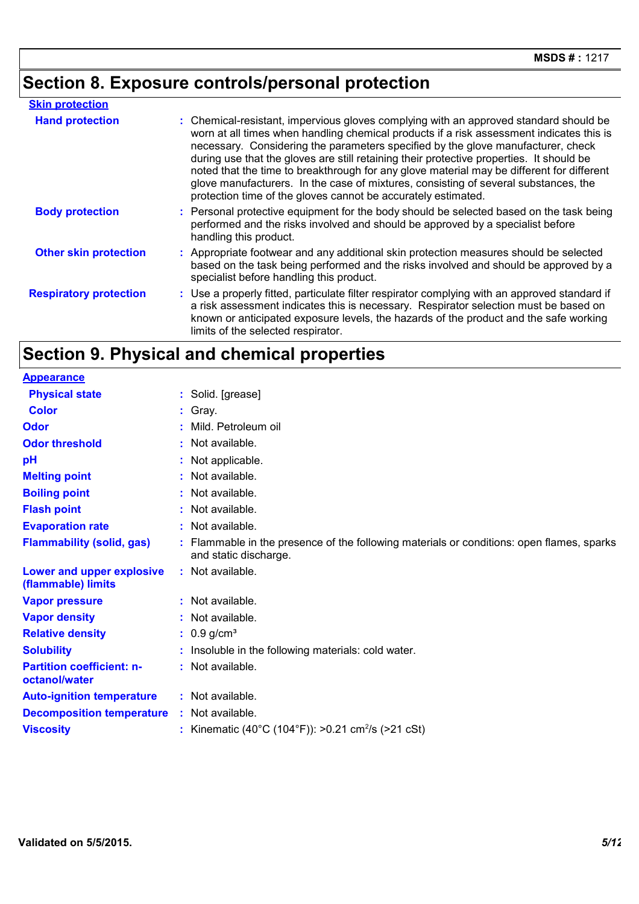## Section 8. Exposure controls/personal protection

**Skin protection**

| | | |
|---|---|---|
| **Hand protection** | : | Chemical-resistant, impervious gloves complying with an approved standard should be worn at all times when handling chemical products if a risk assessment indicates this is necessary. Considering the parameters specified by the glove manufacturer, check during use that the gloves are still retaining their protective properties. It should be noted that the time to breakthrough for any glove material may be different for different glove manufacturers. In the case of mixtures, consisting of several substances, the protection time of the gloves cannot be accurately estimated. |
| **Body protection** | : | Personal protective equipment for the body should be selected based on the task being performed and the risks involved and should be approved by a specialist before handling this product. |
| **Other skin protection** | : | Appropriate footwear and any additional skin protection measures should be selected based on the task being performed and the risks involved and should be approved by a specialist before handling this product. |
| **Respiratory protection** | : | Use a properly fitted, particulate filter respirator complying with an approved standard if a risk assessment indicates this is necessary. Respirator selection must be based on known or anticipated exposure levels, the hazards of the product and the safe working limits of the selected respirator. |

## Section 9. Physical and chemical properties

**Appearance**

| | | |
|---|---|---|
| **Physical state** | : | Solid. [grease] |
| **Color** | : | Gray. |
| **Odor** | : | Mild. Petroleum oil |
| **Odor threshold** | : | Not available. |
| **pH** | : | Not applicable. |
| **Melting point** | : | Not available. |
| **Boiling point** | : | Not available. |
| **Flash point** | : | Not available. |
| **Evaporation rate** | : | Not available. |
| **Flammability (solid, gas)** | : | Flammable in the presence of the following materials or conditions: open flames, sparks and static discharge. |
| **Lower and upper explosive (flammable) limits** | : | Not available. |
| **Vapor pressure** | : | Not available. |
| **Vapor density** | : | Not available. |
| **Relative density** | : | 0.9 g/cm³ |
| **Solubility** | : | Insoluble in the following materials: cold water. |
| **Partition coefficient: n-octanol/water** | : | Not available. |
| **Auto-ignition temperature** | : | Not available. |
| **Decomposition temperature** | : | Not available. |
| **Viscosity** | : | Kinematic (40°C (104°F)): >0.21 $cm^2/s$ (>21 cSt) |

Validated on 5/5/2015.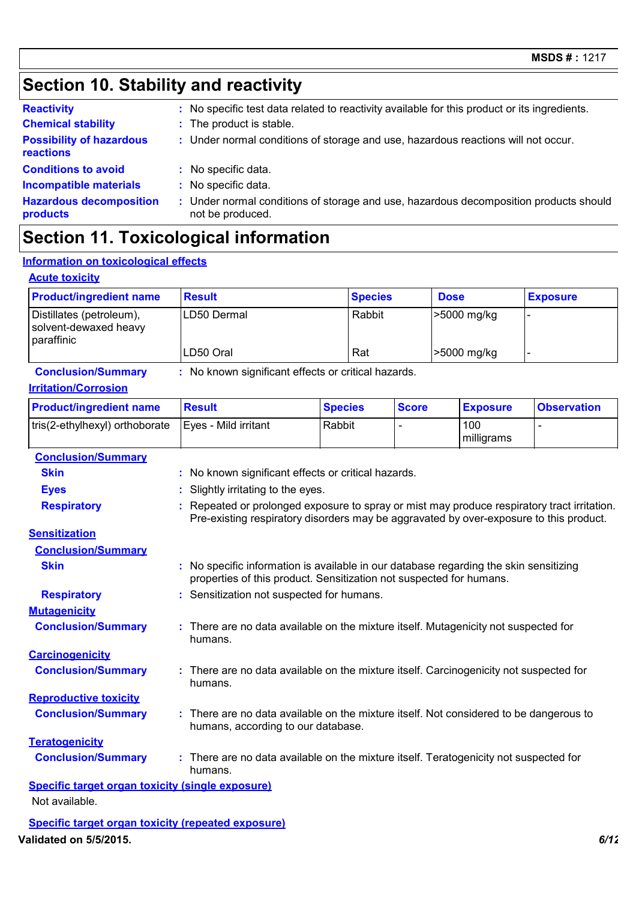## Section 10. Stability and reactivity

**Reactivity** : No specific test data related to reactivity available for this product or its ingredients.

**Chemical stability** : The product is stable.

**Possibility of hazardous reactions** : Under normal conditions of storage and use, hazardous reactions will not occur.

**Conditions to avoid** : No specific data.

**Incompatible materials** : No specific data.

**Hazardous decomposition products** : Under normal conditions of storage and use, hazardous decomposition products should not be produced.

## Section 11. Toxicological information

### Information on toxicological effects

#### Acute toxicity

| Product/ingredient name | Result | Species | Dose | Exposure |
|---|---|---|---|---|
| Distillates (petroleum), solvent-dewaxed heavy paraffinic | LD50 Dermal | Rabbit | >5000 mg/kg | - |
| | LD50 Oral | Rat | >5000 mg/kg | - |

**Conclusion/Summary** : No known significant effects or critical hazards.

#### Irritation/Corrosion

| Product/ingredient name | Result | Species | Score | Exposure | Observation |
|---|---|---|---|---|---|
| tris(2-ethylhexyl) orthoborate | Eyes - Mild irritant | Rabbit | - | 100 milligrams | - |

**Conclusion/Summary**

**Skin** : No known significant effects or critical hazards.

**Eyes** : Slightly irritating to the eyes.

**Respiratory** : Repeated or prolonged exposure to spray or mist may produce respiratory tract irritation. Pre-existing respiratory disorders may be aggravated by over-exposure to this product.

#### Sensitization

**Conclusion/Summary**

**Skin** : No specific information is available in our database regarding the skin sensitizing properties of this product. Sensitization not suspected for humans.

**Respiratory** : Sensitization not suspected for humans.

#### Mutagenicity

**Conclusion/Summary** : There are no data available on the mixture itself. Mutagenicity not suspected for humans.

#### Carcinogenicity

**Conclusion/Summary** : There are no data available on the mixture itself. Carcinogenicity not suspected for humans.

#### Reproductive toxicity

**Conclusion/Summary** : There are no data available on the mixture itself. Not considered to be dangerous to humans, according to our database.

#### Teratogenicity

**Conclusion/Summary** : There are no data available on the mixture itself. Teratogenicity not suspected for humans.

#### Specific target organ toxicity (single exposure)

Not available.

#### Specific target organ toxicity (repeated exposure)

**Validated on 5/5/2015.**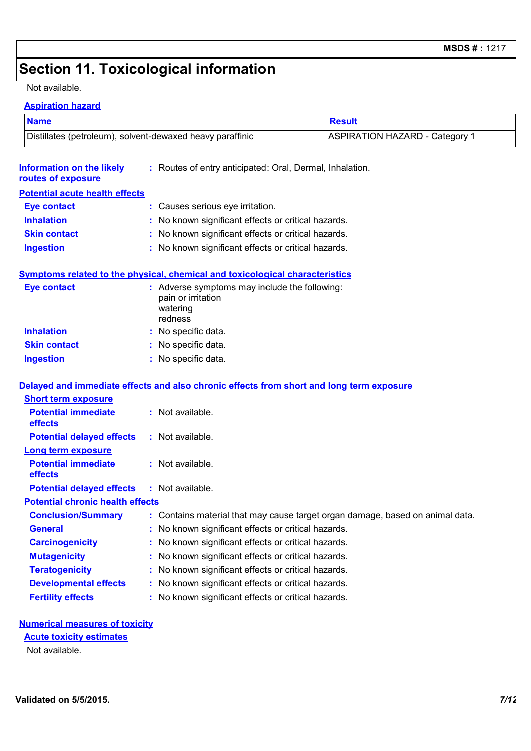# Section 11. Toxicological information

Not available.

**Aspiration hazard**

| Name | Result |
| --- | --- |
| Distillates (petroleum), solvent-dewaxed heavy paraffinic | ASPIRATION HAZARD - Category 1 |

**Information on the likely routes of exposure** : Routes of entry anticipated: Oral, Dermal, Inhalation.

**Potential acute health effects**

**Eye contact** : Causes serious eye irritation.
**Inhalation** : No known significant effects or critical hazards.
**Skin contact** : No known significant effects or critical hazards.
**Ingestion** : No known significant effects or critical hazards.

**Symptoms related to the physical, chemical and toxicological characteristics**

**Eye contact** : Adverse symptoms may include the following:
pain or irritation
watering
redness
**Inhalation** : No specific data.
**Skin contact** : No specific data.
**Ingestion** : No specific data.

**Delayed and immediate effects and also chronic effects from short and long term exposure**

**Short term exposure**

**Potential immediate effects** : Not available.
**Potential delayed effects** : Not available.

**Long term exposure**

**Potential immediate effects** : Not available.
**Potential delayed effects** : Not available.

**Potential chronic health effects**

**Conclusion/Summary** : Contains material that may cause target organ damage, based on animal data.
**General** : No known significant effects or critical hazards.
**Carcinogenicity** : No known significant effects or critical hazards.
**Mutagenicity** : No known significant effects or critical hazards.
**Teratogenicity** : No known significant effects or critical hazards.
**Developmental effects** : No known significant effects or critical hazards.
**Fertility effects** : No known significant effects or critical hazards.

**Numerical measures of toxicity**

**Acute toxicity estimates**

Not available.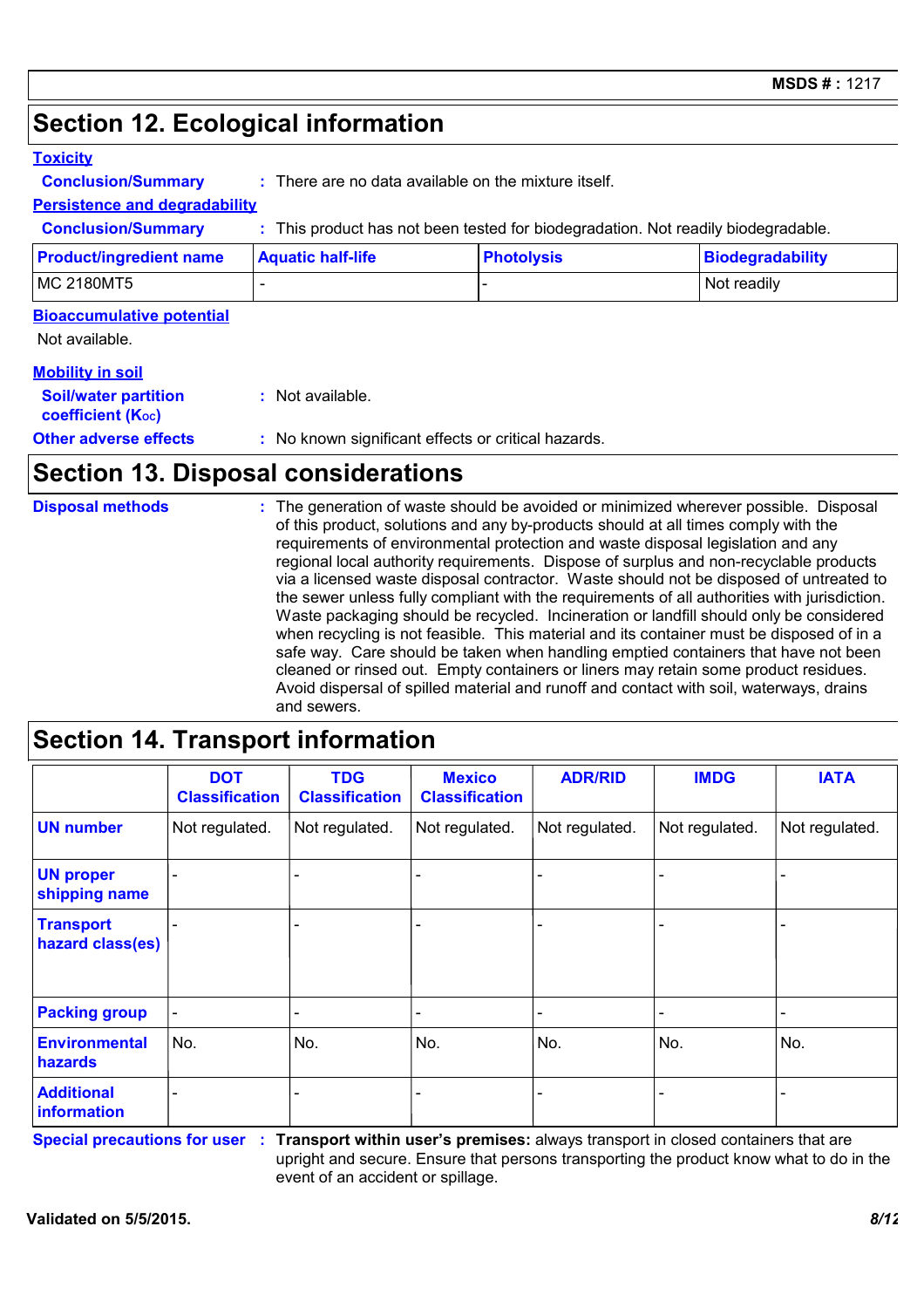## Section 12. Ecological information

**Toxicity**

**Conclusion/Summary** : There are no data available on the mixture itself.

**Persistence and degradability**

**Conclusion/Summary** : This product has not been tested for biodegradation. Not readily biodegradable.

| Product/ingredient name | Aquatic half-life | Photolysis | Biodegradability |
|---|---|---|---|
| MC 2180MT5 | - | - | Not readily |

**Bioaccumulative potential**

Not available.

**Mobility in soil**

**Soil/water partition coefficient ($K_{OC}$)** : Not available.

**Other adverse effects** : No known significant effects or critical hazards.

## Section 13. Disposal considerations

**Disposal methods** : The generation of waste should be avoided or minimized wherever possible. Disposal of this product, solutions and any by-products should at all times comply with the requirements of environmental protection and waste disposal legislation and any regional local authority requirements. Dispose of surplus and non-recyclable products via a licensed waste disposal contractor. Waste should not be disposed of untreated to the sewer unless fully compliant with the requirements of all authorities with jurisdiction. Waste packaging should be recycled. Incineration or landfill should only be considered when recycling is not feasible. This material and its container must be disposed of in a safe way. Care should be taken when handling emptied containers that have not been cleaned or rinsed out. Empty containers or liners may retain some product residues. Avoid dispersal of spilled material and runoff and contact with soil, waterways, drains and sewers.

## Section 14. Transport information

| | DOT Classification | TDG Classification | Mexico Classification | ADR/RID | IMDG | IATA |
|---|---|---|---|---|---|---|
| **UN number** | Not regulated. | Not regulated. | Not regulated. | Not regulated. | Not regulated. | Not regulated. |
| **UN proper shipping name** | - | - | - | - | - | - |
| **Transport hazard class(es)** | - | - | - | - | - | - |
| **Packing group** | - | - | - | - | - | - |
| **Environmental hazards** | No. | No. | No. | No. | No. | No. |
| **Additional information** | - | - | - | - | - | - |

**Special precautions for user** : **Transport within user's premises:** always transport in closed containers that are upright and secure. Ensure that persons transporting the product know what to do in the event of an accident or spillage.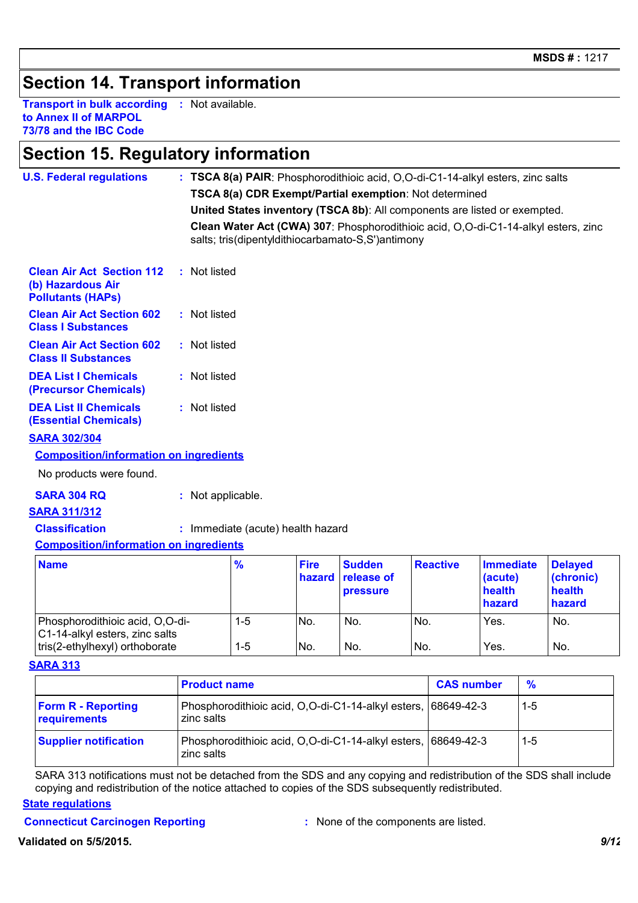**MSDS # :** 1217

## Section 14. Transport information

**Transport in bulk according to Annex II of MARPOL 73/78 and the IBC Code** : Not available.

## Section 15. Regulatory information

**U.S. Federal regulations** : **TSCA 8(a) PAIR**: Phosphorodithioic acid, O,O-di-C1-14-alkyl esters, zinc salts

**TSCA 8(a) CDR Exempt/Partial exemption**: Not determined

**United States inventory (TSCA 8b)**: All components are listed or exempted.

**Clean Water Act (CWA) 307**: Phosphorodithioic acid, O,O-di-C1-14-alkyl esters, zinc salts; tris(dipentyldithiocarbamato-S,S')antimony

**Clean Air Act Section 112 (b) Hazardous Air Pollutants (HAPs)** : Not listed

**Clean Air Act Section 602 Class I Substances** : Not listed

**Clean Air Act Section 602 Class II Substances** : Not listed

**DEA List I Chemicals (Precursor Chemicals)** : Not listed

**DEA List II Chemicals (Essential Chemicals)** : Not listed

**SARA 302/304**

**Composition/information on ingredients**

No products were found.

**SARA 304 RQ** : Not applicable.

**SARA 311/312**

**Classification** : Immediate (acute) health hazard

**Composition/information on ingredients**

| Name | % | Fire hazard | Sudden release of pressure | Reactive | Immediate (acute) health hazard | Delayed (chronic) health hazard |
|---|---|---|---|---|---|---|
| Phosphorodithioic acid, O,O-di-C1-14-alkyl esters, zinc salts | 1-5 | No. | No. | No. | Yes. | No. |
| tris(2-ethylhexyl) orthoborate | 1-5 | No. | No. | No. | Yes. | No. |

**SARA 313**

| | Product name | CAS number | % |
|---|---|---|---|
| **Form R - Reporting requirements** | Phosphorodithioic acid, O,O-di-C1-14-alkyl esters, zinc salts | 68649-42-3 | 1-5 |
| **Supplier notification** | Phosphorodithioic acid, O,O-di-C1-14-alkyl esters, zinc salts | 68649-42-3 | 1-5 |

SARA 313 notifications must not be detached from the SDS and any copying and redistribution of the SDS shall include copying and redistribution of the notice attached to copies of the SDS subsequently redistributed.

**State regulations**

**Connecticut Carcinogen Reporting** : None of the components are listed.

**Validated on 5/5/2015.**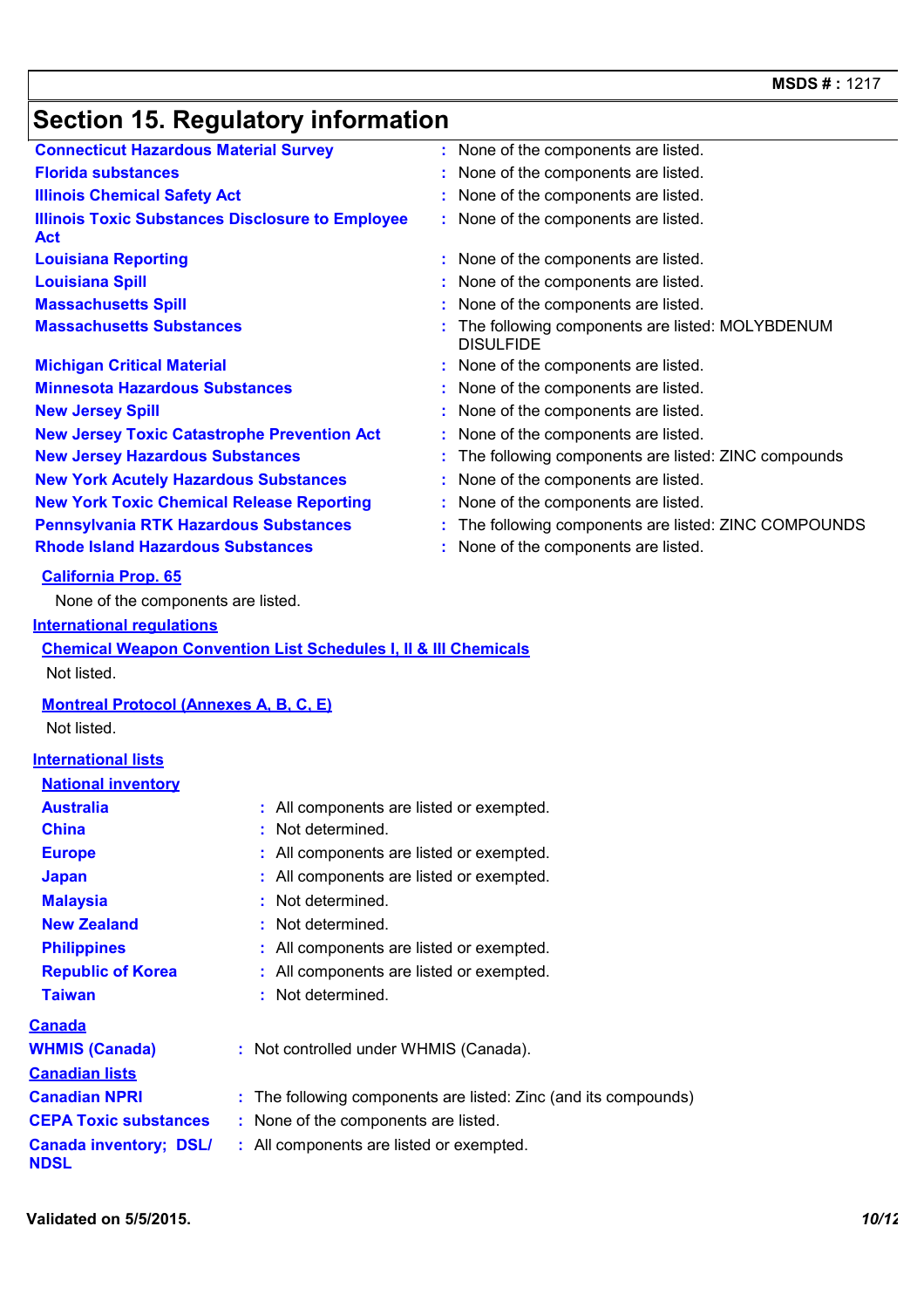## Section 15. Regulatory information

| | |
|---|---|
| **Connecticut Hazardous Material Survey** | : None of the components are listed. |
| **Florida substances** | : None of the components are listed. |
| **Illinois Chemical Safety Act** | : None of the components are listed. |
| **Illinois Toxic Substances Disclosure to Employee Act** | : None of the components are listed. |
| **Louisiana Reporting** | : None of the components are listed. |
| **Louisiana Spill** | : None of the components are listed. |
| **Massachusetts Spill** | : None of the components are listed. |
| **Massachusetts Substances** | : The following components are listed: MOLYBDENUM DISULFIDE |
| **Michigan Critical Material** | : None of the components are listed. |
| **Minnesota Hazardous Substances** | : None of the components are listed. |
| **New Jersey Spill** | : None of the components are listed. |
| **New Jersey Toxic Catastrophe Prevention Act** | : None of the components are listed. |
| **New Jersey Hazardous Substances** | : The following components are listed: ZINC compounds |
| **New York Acutely Hazardous Substances** | : None of the components are listed. |
| **New York Toxic Chemical Release Reporting** | : None of the components are listed. |
| **Pennsylvania RTK Hazardous Substances** | : The following components are listed: ZINC COMPOUNDS |
| **Rhode Island Hazardous Substances** | : None of the components are listed. |

**California Prop. 65**

None of the components are listed.

**International regulations**

**Chemical Weapon Convention List Schedules I, II & III Chemicals**

Not listed.

**Montreal Protocol (Annexes A, B, C, E)**

Not listed.

**International lists**

**National inventory**

| | |
|---|---|
| **Australia** | : All components are listed or exempted. |
| **China** | : Not determined. |
| **Europe** | : All components are listed or exempted. |
| **Japan** | : All components are listed or exempted. |
| **Malaysia** | : Not determined. |
| **New Zealand** | : Not determined. |
| **Philippines** | : All components are listed or exempted. |
| **Republic of Korea** | : All components are listed or exempted. |
| **Taiwan** | : Not determined. |

**Canada**

| | |
|---|---|
| **WHMIS (Canada)** | : Not controlled under WHMIS (Canada). |

**Canadian lists**

| | |
|---|---|
| **Canadian NPRI** | : The following components are listed: Zinc (and its compounds) |
| **CEPA Toxic substances** | : None of the components are listed. |
| **Canada inventory; DSL/ NDSL** | : All components are listed or exempted. |

Validated on 5/5/2015.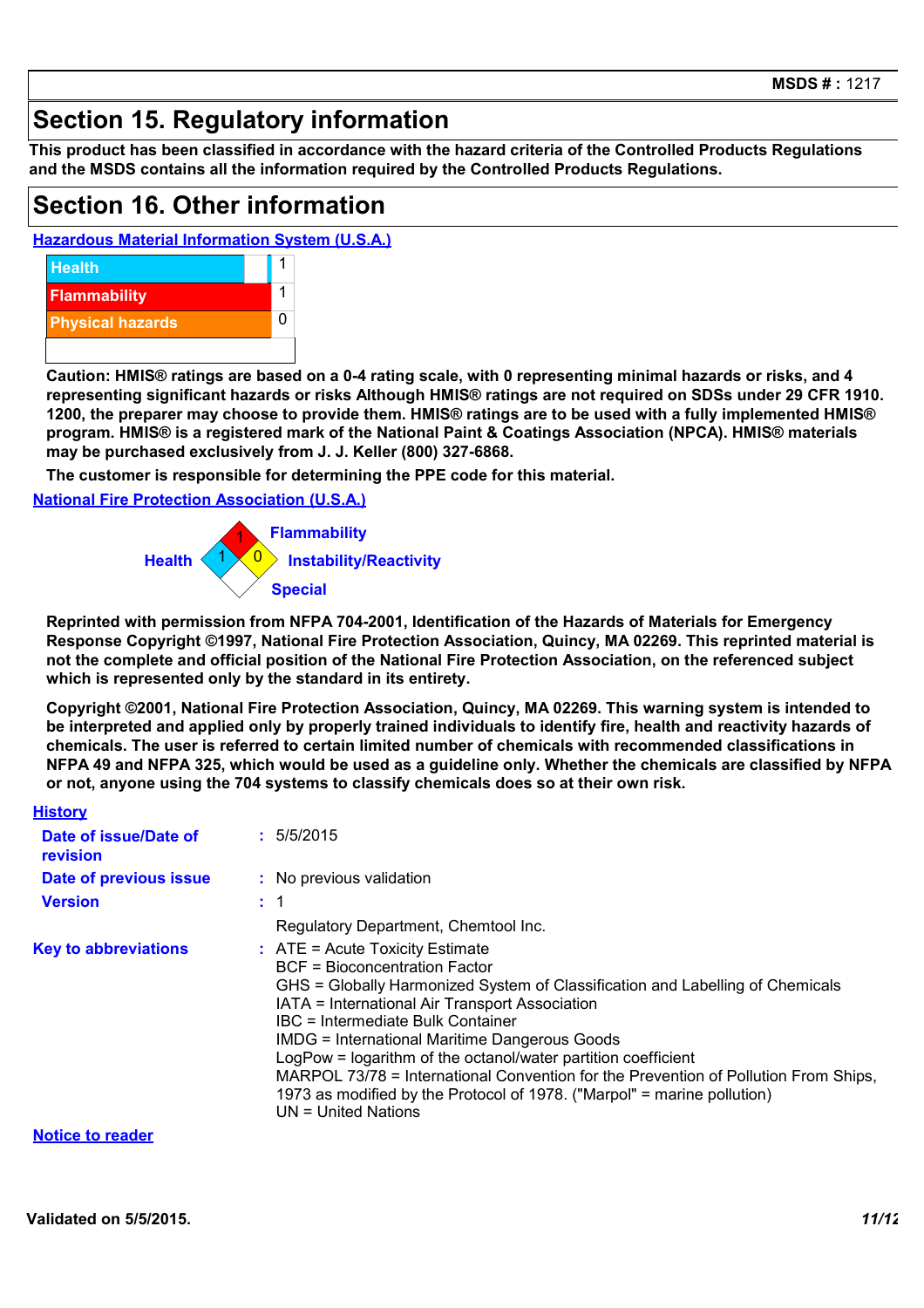MSDS # : 1217

## Section 15. Regulatory information

**This product has been classified in accordance with the hazard criteria of the Controlled Products Regulations and the MSDS contains all the information required by the Controlled Products Regulations.**

## Section 16. Other information

**Hazardous Material Information System (U.S.A.)**

| | |
|---|---|
| Health | 1 |
| Flammability | 1 |
| Physical hazards | 0 |

**Caution: HMIS® ratings are based on a 0-4 rating scale, with 0 representing minimal hazards or risks, and 4 representing significant hazards or risks Although HMIS® ratings are not required on SDSs under 29 CFR 1910. 1200, the preparer may choose to provide them. HMIS® ratings are to be used with a fully implemented HMIS® program. HMIS® is a registered mark of the National Paint & Coatings Association (NPCA). HMIS® materials may be purchased exclusively from J. J. Keller (800) 327-6868.**

**The customer is responsible for determining the PPE code for this material.**

**National Fire Protection Association (U.S.A.)**

Health: 1
Flammability: 1
Instability/Reactivity: 0
Special:

**Reprinted with permission from NFPA 704-2001, Identification of the Hazards of Materials for Emergency Response Copyright ©1997, National Fire Protection Association, Quincy, MA 02269. This reprinted material is not the complete and official position of the National Fire Protection Association, on the referenced subject which is represented only by the standard in its entirety.**

**Copyright ©2001, National Fire Protection Association, Quincy, MA 02269. This warning system is intended to be interpreted and applied only by properly trained individuals to identify fire, health and reactivity hazards of chemicals. The user is referred to certain limited number of chemicals with recommended classifications in NFPA 49 and NFPA 325, which would be used as a guideline only. Whether the chemicals are classified by NFPA or not, anyone using the 704 systems to classify chemicals does so at their own risk.**

**History**

**Date of issue/Date of revision** : 5/5/2015

**Date of previous issue** : No previous validation

**Version** : 1

Regulatory Department, Chemtool Inc.

**Key to abbreviations** :
ATE = Acute Toxicity Estimate
BCF = Bioconcentration Factor
GHS = Globally Harmonized System of Classification and Labelling of Chemicals
IATA = International Air Transport Association
IBC = Intermediate Bulk Container
IMDG = International Maritime Dangerous Goods
LogPow = logarithm of the octanol/water partition coefficient
MARPOL 73/78 = International Convention for the Prevention of Pollution From Ships, 1973 as modified by the Protocol of 1978. ("Marpol" = marine pollution)
UN = United Nations

**Notice to reader**

**Validated on 5/5/2015.**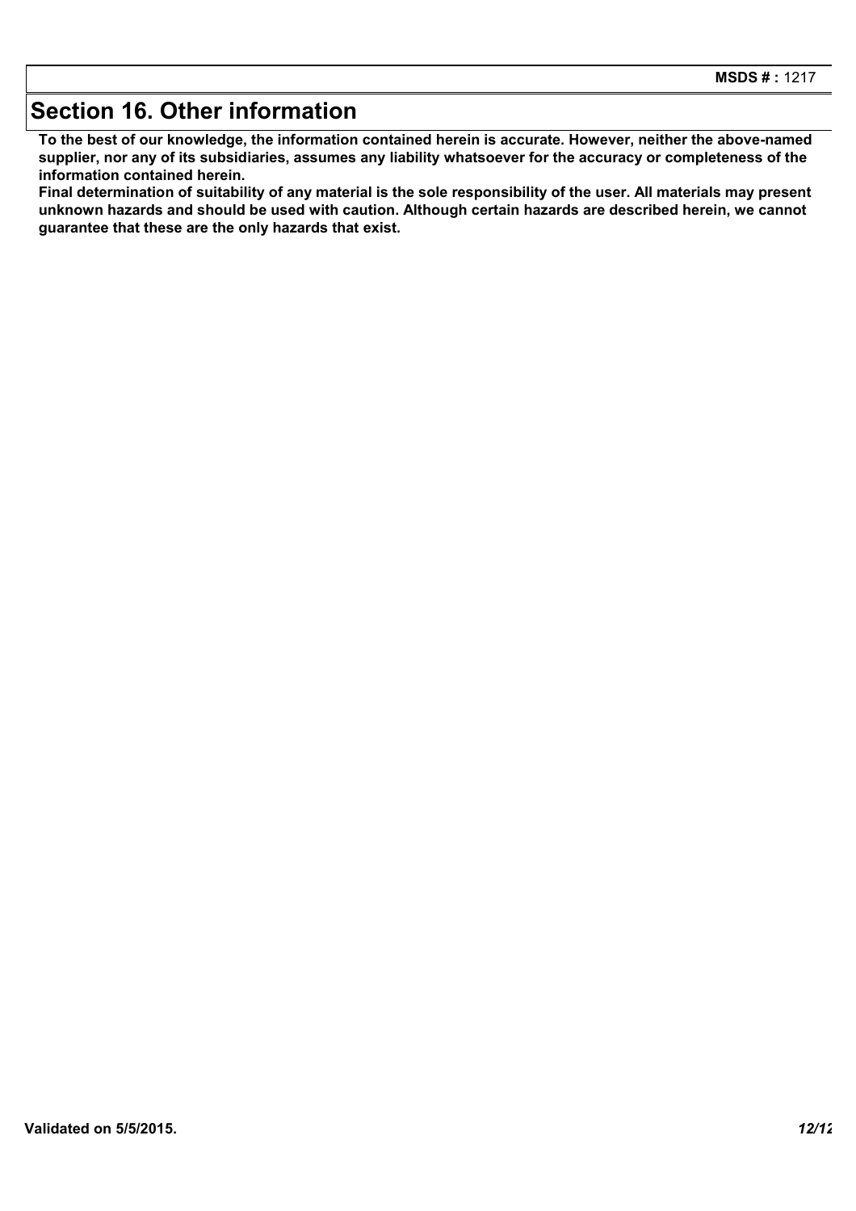## Section 16. Other information

**To the best of our knowledge, the information contained herein is accurate. However, neither the above-named supplier, nor any of its subsidiaries, assumes any liability whatsoever for the accuracy or completeness of the information contained herein.**

**Final determination of suitability of any material is the sole responsibility of the user. All materials may present unknown hazards and should be used with caution. Although certain hazards are described herein, we cannot guarantee that these are the only hazards that exist.**